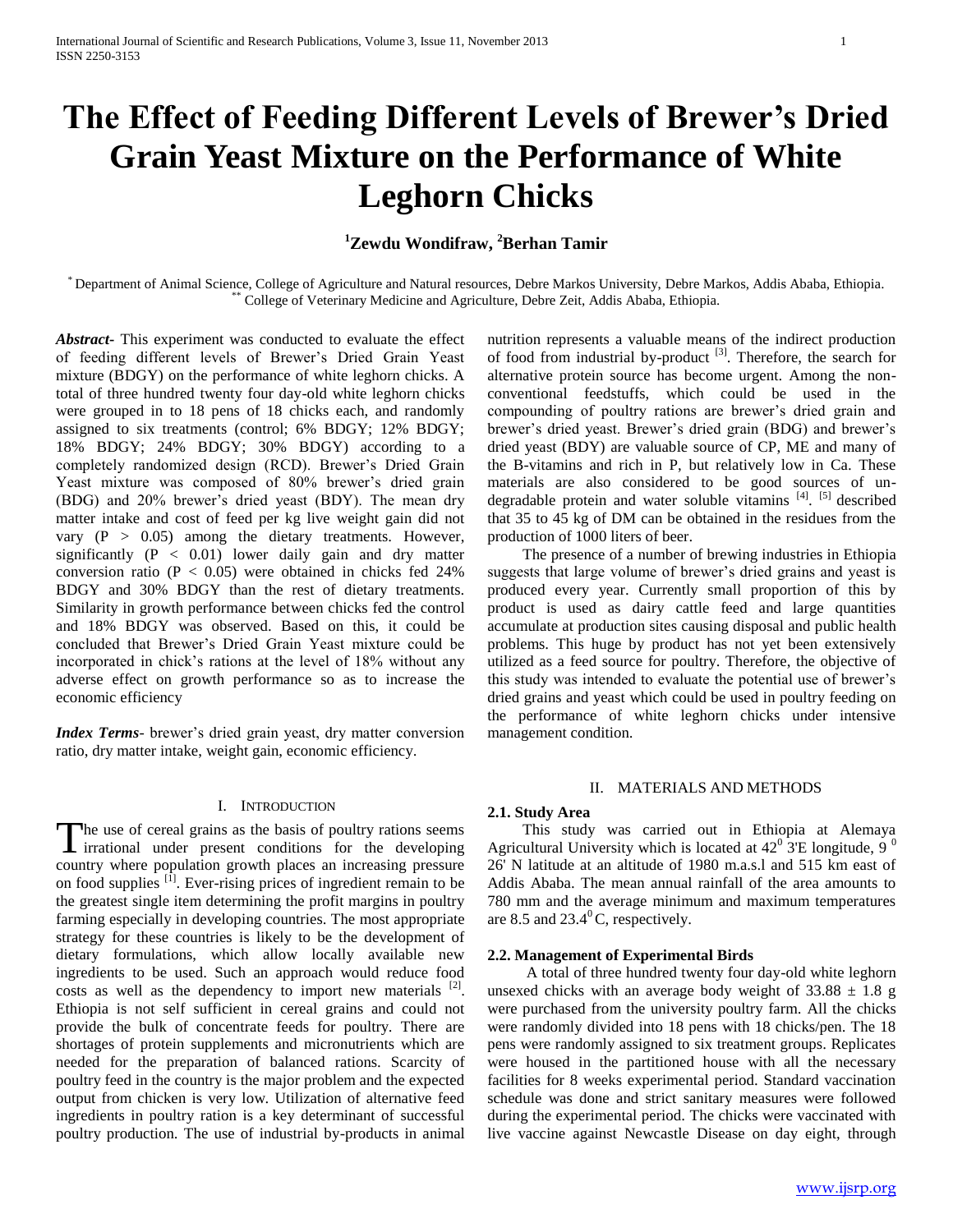# The Effect of Feeding Different Levels of Brewer's Dried Grain Yeast Mixture on the Performance of White Leghorn Chicks

**[1]Zewdu Wondifraw, [2]Berhan Tamir**

[*] Department of Animal Science, College of Agriculture and Natural resources, Debre Markos University, Debre Markos, Addis Ababa, Ethiopia.
[**] College of Veterinary Medicine and Agriculture, Debre Zeit, Addis Ababa, Ethiopia.

***Abstract***- This experiment was conducted to evaluate the effect of feeding different levels of Brewer's Dried Grain Yeast mixture (BDGY) on the performance of white leghorn chicks. A total of three hundred twenty four day-old white leghorn chicks were grouped in to 18 pens of 18 chicks each, and randomly assigned to six treatments (control; 6% BDGY; 12% BDGY; 18% BDGY; 24% BDGY; 30% BDGY) according to a completely randomized design (RCD). Brewer's Dried Grain Yeast mixture was composed of 80% brewer's dried grain (BDG) and 20% brewer's dried yeast (BDY). The mean dry matter intake and cost of feed per kg live weight gain did not vary ($P > 0.05$) among the dietary treatments. However, significantly ($P < 0.01$) lower daily gain and dry matter conversion ratio ($P < 0.05$) were obtained in chicks fed 24% BDGY and 30% BDGY than the rest of dietary treatments. Similarity in growth performance between chicks fed the control and 18% BDGY was observed. Based on this, it could be concluded that Brewer's Dried Grain Yeast mixture could be incorporated in chick's rations at the level of 18% without any adverse effect on growth performance so as to increase the economic efficiency

***Index Terms***- brewer's dried grain yeast, dry matter conversion ratio, dry matter intake, weight gain, economic efficiency.

## I. Introduction

The use of cereal grains as the basis of poultry rations seems irrational under present conditions for the developing country where population growth places an increasing pressure on food supplies [1]. Ever-rising prices of ingredient remain to be the greatest single item determining the profit margins in poultry farming especially in developing countries. The most appropriate strategy for these countries is likely to be the development of dietary formulations, which allow locally available new ingredients to be used. Such an approach would reduce food costs as well as the dependency to import new materials [2]. Ethiopia is not self sufficient in cereal grains and could not provide the bulk of concentrate feeds for poultry. There are shortages of protein supplements and micronutrients which are needed for the preparation of balanced rations. Scarcity of poultry feed in the country is the major problem and the expected output from chicken is very low. Utilization of alternative feed ingredients in poultry ration is a key determinant of successful poultry production. The use of industrial by-products in animal nutrition represents a valuable means of the indirect production of food from industrial by-product [3]. Therefore, the search for alternative protein source has become urgent. Among the non-conventional feedstuffs, which could be used in the compounding of poultry rations are brewer's dried grain and brewer's dried yeast. Brewer's dried grain (BDG) and brewer's dried yeast (BDY) are valuable source of CP, ME and many of the B-vitamins and rich in P, but relatively low in Ca. These materials are also considered to be good sources of un-degradable protein and water soluble vitamins [4]. [5] described that 35 to 45 kg of DM can be obtained in the residues from the production of 1000 liters of beer.

The presence of a number of brewing industries in Ethiopia suggests that large volume of brewer's dried grains and yeast is produced every year. Currently small proportion of this by product is used as dairy cattle feed and large quantities accumulate at production sites causing disposal and public health problems. This huge by product has not yet been extensively utilized as a feed source for poultry. Therefore, the objective of this study was intended to evaluate the potential use of brewer's dried grains and yeast which could be used in poultry feeding on the performance of white leghorn chicks under intensive management condition.

## II. Materials and Methods

### 2.1. Study Area

This study was carried out in Ethiopia at Alemaya Agricultural University which is located at $42^0$ 3'E longitude, $9^0$ 26' N latitude at an altitude of 1980 m.a.s.l and 515 km east of Addis Ababa. The mean annual rainfall of the area amounts to 780 mm and the average minimum and maximum temperatures are 8.5 and $23.4^0$C, respectively.

### 2.2. Management of Experimental Birds

A total of three hundred twenty four day-old white leghorn unsexed chicks with an average body weight of $33.88 \pm 1.8$ g were purchased from the university poultry farm. All the chicks were randomly divided into 18 pens with 18 chicks/pen. The 18 pens were randomly assigned to six treatment groups. Replicates were housed in the partitioned house with all the necessary facilities for 8 weeks experimental period. Standard vaccination schedule was done and strict sanitary measures were followed during the experimental period. The chicks were vaccinated with live vaccine against Newcastle Disease on day eight, through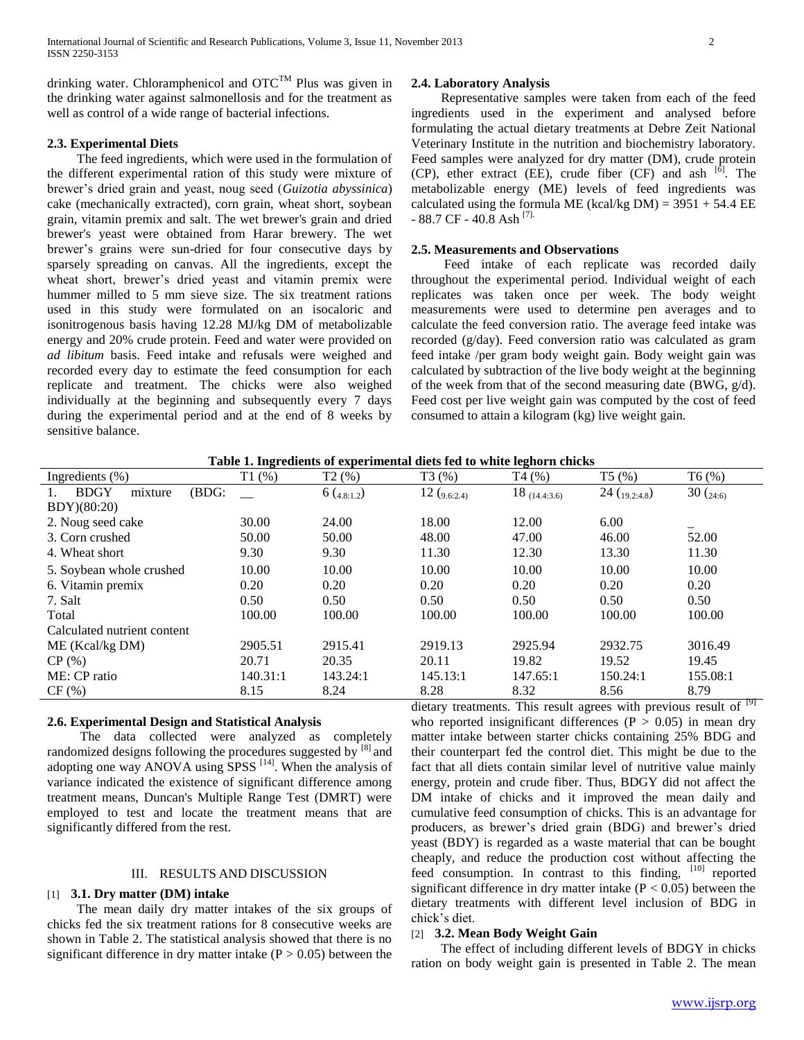drinking water. Chloramphenicol and OTC[TM] Plus was given in the drinking water against salmonellosis and for the treatment as well as control of a wide range of bacterial infections.

### 2.3. Experimental Diets

The feed ingredients, which were used in the formulation of the different experimental ration of this study were mixture of brewer's dried grain and yeast, noug seed (*Guizotia abyssinica*) cake (mechanically extracted), corn grain, wheat short, soybean grain, vitamin premix and salt. The wet brewer's grain and dried brewer's yeast were obtained from Harar brewery. The wet brewer's grains were sun-dried for four consecutive days by sparsely spreading on canvas. All the ingredients, except the wheat short, brewer's dried yeast and vitamin premix were hummer milled to 5 mm sieve size. The six treatment rations used in this study were formulated on an isocaloric and isonitrogenous basis having 12.28 MJ/kg DM of metabolizable energy and 20% crude protein. Feed and water were provided on *ad libitum* basis. Feed intake and refusals were weighed and recorded every day to estimate the feed consumption for each replicate and treatment. The chicks were also weighed individually at the beginning and subsequently every 7 days during the experimental period and at the end of 8 weeks by sensitive balance.

### 2.4. Laboratory Analysis

Representative samples were taken from each of the feed ingredients used in the experiment and analysed before formulating the actual dietary treatments at Debre Zeit National Veterinary Institute in the nutrition and biochemistry laboratory. Feed samples were analyzed for dry matter (DM), crude protein (CP), ether extract (EE), crude fiber (CF) and ash [6]. The metabolizable energy (ME) levels of feed ingredients was calculated using the formula ME (kcal/kg DM) = 3951 + 54.4 EE - 88.7 CF - 40.8 Ash [7].

### 2.5. Measurements and Observations

Feed intake of each replicate was recorded daily throughout the experimental period. Individual weight of each replicates was taken once per week. The body weight measurements were used to determine pen averages and to calculate the feed conversion ratio. The average feed intake was recorded (g/day). Feed conversion ratio was calculated as gram feed intake /per gram body weight gain. Body weight gain was calculated by subtraction of the live body weight at the beginning of the week from that of the second measuring date (BWG, g/d). Feed cost per live weight gain was computed by the cost of feed consumed to attain a kilogram (kg) live weight gain.

**Table 1. Ingredients of experimental diets fed to white leghorn chicks**

| Ingredients (%) | T1 (%) | T2 (%) | T3 (%) | T4 (%) | T5 (%) | T6 (%) |
|---|---|---|---|---|---|---|
| 1. BDGY mixture (BDG: BDY)(80:20) | __ | 6 $_{(4.8:1.2)}$ | 12 $_{(9.6:2.4)}$ | 18 $_{(14.4:3.6)}$ | 24 $_{(19.2:4.8)}$ | 30 $_{(24:6)}$ |
| 2. Noug seed cake | 30.00 | 24.00 | 18.00 | 12.00 | 6.00 | _ |
| 3. Corn crushed | 50.00 | 50.00 | 48.00 | 47.00 | 46.00 | 52.00 |
| 4. Wheat short | 9.30 | 9.30 | 11.30 | 12.30 | 13.30 | 11.30 |
| 5. Soybean whole crushed | 10.00 | 10.00 | 10.00 | 10.00 | 10.00 | 10.00 |
| 6. Vitamin premix | 0.20 | 0.20 | 0.20 | 0.20 | 0.20 | 0.20 |
| 7. Salt | 0.50 | 0.50 | 0.50 | 0.50 | 0.50 | 0.50 |
| Total | 100.00 | 100.00 | 100.00 | 100.00 | 100.00 | 100.00 |
| Calculated nutrient content | | | | | | |
| ME (Kcal/kg DM) | 2905.51 | 2915.41 | 2919.13 | 2925.94 | 2932.75 | 3016.49 |
| CP (%) | 20.71 | 20.35 | 20.11 | 19.82 | 19.52 | 19.45 |
| ME: CP ratio | 140.31:1 | 143.24:1 | 145.13:1 | 147.65:1 | 150.24:1 | 155.08:1 |
| CF (%) | 8.15 | 8.24 | 8.28 | 8.32 | 8.56 | 8.79 |

### 2.6. Experimental Design and Statistical Analysis

The data collected were analyzed as completely randomized designs following the procedures suggested by [8] and adopting one way ANOVA using SPSS [14]. When the analysis of variance indicated the existence of significant difference among treatment means, Duncan's Multiple Range Test (DMRT) were employed to test and locate the treatment means that are significantly differed from the rest.

## III. RESULTS AND DISCUSSION

### 3.1. Dry matter (DM) intake

The mean daily dry matter intakes of the six groups of chicks fed the six treatment rations for 8 consecutive weeks are shown in Table 2. The statistical analysis showed that there is no significant difference in dry matter intake ($P > 0.05$) between the dietary treatments. This result agrees with previous result of [9] who reported insignificant differences ($P > 0.05$) in mean dry matter intake between starter chicks containing 25% BDG and their counterpart fed the control diet. This might be due to the fact that all diets contain similar level of nutritive value mainly energy, protein and crude fiber. Thus, BDGY did not affect the DM intake of chicks and it improved the mean daily and cumulative feed consumption of chicks. This is an advantage for producers, as brewer's dried grain (BDG) and brewer's dried yeast (BDY) is regarded as a waste material that can be bought cheaply, and reduce the production cost without affecting the feed consumption. In contrast to this finding, [10] reported significant difference in dry matter intake ($P < 0.05$) between the dietary treatments with different level inclusion of BDG in chick's diet.

### 3.2. Mean Body Weight Gain

The effect of including different levels of BDGY in chicks ration on body weight gain is presented in Table 2. The mean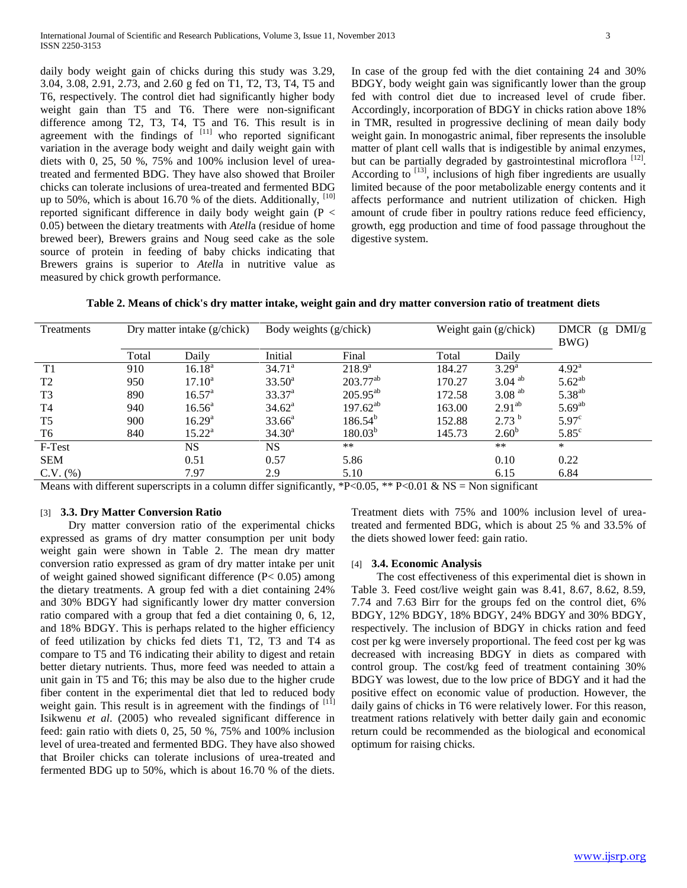daily body weight gain of chicks during this study was 3.29, 3.04, 3.08, 2.91, 2.73, and 2.60 g fed on T1, T2, T3, T4, T5 and T6, respectively. The control diet had significantly higher body weight gain than T5 and T6. There were non-significant difference among T2, T3, T4, T5 and T6. This result is in agreement with the findings of [11] who reported significant variation in the average body weight and daily weight gain with diets with 0, 25, 50 %, 75% and 100% inclusion level of urea-treated and fermented BDG. They have also showed that Broiler chicks can tolerate inclusions of urea-treated and fermented BDG up to 50%, which is about 16.70 % of the diets. Additionally, [10] reported significant difference in daily body weight gain ($P < 0.05$) between the dietary treatments with *Atell*a (residue of home brewed beer), Brewers grains and Noug seed cake as the sole source of protein in feeding of baby chicks indicating that Brewers grains is superior to *Atell*a in nutritive value as measured by chick growth performance.

In case of the group fed with the diet containing 24 and 30% BDGY, body weight gain was significantly lower than the group fed with control diet due to increased level of crude fiber. Accordingly, incorporation of BDGY in chicks ration above 18% in TMR, resulted in progressive declining of mean daily body weight gain. In monogastric animal, fiber represents the insoluble matter of plant cell walls that is indigestible by animal enzymes, but can be partially degraded by gastrointestinal microflora [12]. According to [13], inclusions of high fiber ingredients are usually limited because of the poor metabolizable energy contents and it affects performance and nutrient utilization of chicken. High amount of crude fiber in poultry rations reduce feed efficiency, growth, egg production and time of food passage throughout the digestive system.

**Table 2. Means of chick's dry matter intake, weight gain and dry matter conversion ratio of treatment diets**

| Treatments | Dry matter intake (g/chick) | | Body weights (g/chick) | | Weight gain (g/chick) | | DMCR (g DMI/g BWG) |
|---|---|---|---|---|---|---|---|
| | Total | Daily | Initial | Final | Total | Daily | |
| T1 | 910 | $16.18^{a}$ | $34.71^{a}$ | $218.9^{a}$ | 184.27 | $3.29^{a}$ | $4.92^{a}$ |
| T2 | 950 | $17.10^{a}$ | $33.50^{a}$ | $203.77^{ab}$ | 170.27 | $3.04^{ab}$ | $5.62^{ab}$ |
| T3 | 890 | $16.57^{a}$ | $33.37^{a}$ | $205.95^{ab}$ | 172.58 | $3.08^{ab}$ | $5.38^{ab}$ |
| T4 | 940 | $16.56^{a}$ | $34.62^{a}$ | $197.62^{ab}$ | 163.00 | $2.91^{ab}$ | $5.69^{ab}$ |
| T5 | 900 | $16.29^{a}$ | $33.66^{a}$ | $186.54^{b}$ | 152.88 | $2.73^{b}$ | $5.97^{c}$ |
| T6 | 840 | $15.22^{a}$ | $34.30^{a}$ | $180.03^{b}$ | 145.73 | $2.60^{b}$ | $5.85^{c}$ |
| F-Test | | NS | NS | ** | | ** | * |
| SEM | | 0.51 | 0.57 | 5.86 | | 0.10 | 0.22 |
| C.V. (%) | | 7.97 | 2.9 | 5.10 | | 6.15 | 6.84 |

Means with different superscripts in a column differ significantly, *$P<0.05$, ** $P<0.01$ & NS = Non significant

### 3.3. Dry Matter Conversion Ratio

Dry matter conversion ratio of the experimental chicks expressed as grams of dry matter consumption per unit body weight gain were shown in Table 2. The mean dry matter conversion ratio expressed as gram of dry matter intake per unit of weight gained showed significant difference ($P< 0.05$) among the dietary treatments. A group fed with a diet containing 24% and 30% BDGY had significantly lower dry matter conversion ratio compared with a group that fed a diet containing 0, 6, 12, and 18% BDGY. This is perhaps related to the higher efficiency of feed utilization by chicks fed diets T1, T2, T3 and T4 as compare to T5 and T6 indicating their ability to digest and retain better dietary nutrients. Thus, more feed was needed to attain a unit gain in T5 and T6; this may be also due to the higher crude fiber content in the experimental diet that led to reduced body weight gain. This result is in agreement with the findings of [11] Isikwenu *et al*. (2005) who revealed significant difference in feed: gain ratio with diets 0, 25, 50 %, 75% and 100% inclusion level of urea-treated and fermented BDG. They have also showed that Broiler chicks can tolerate inclusions of urea-treated and fermented BDG up to 50%, which is about 16.70 % of the diets. Treatment diets with 75% and 100% inclusion level of urea-treated and fermented BDG, which is about 25 % and 33.5% of the diets showed lower feed: gain ratio.

### 3.4. Economic Analysis

The cost effectiveness of this experimental diet is shown in Table 3. Feed cost/live weight gain was 8.41, 8.67, 8.62, 8.59, 7.74 and 7.63 Birr for the groups fed on the control diet, 6% BDGY, 12% BDGY, 18% BDGY, 24% BDGY and 30% BDGY, respectively. The inclusion of BDGY in chicks ration and feed cost per kg were inversely proportional. The feed cost per kg was decreased with increasing BDGY in diets as compared with control group. The cost/kg feed of treatment containing 30% BDGY was lowest, due to the low price of BDGY and it had the positive effect on economic value of production. However, the daily gains of chicks in T6 were relatively lower. For this reason, treatment rations relatively with better daily gain and economic return could be recommended as the biological and economical optimum for raising chicks.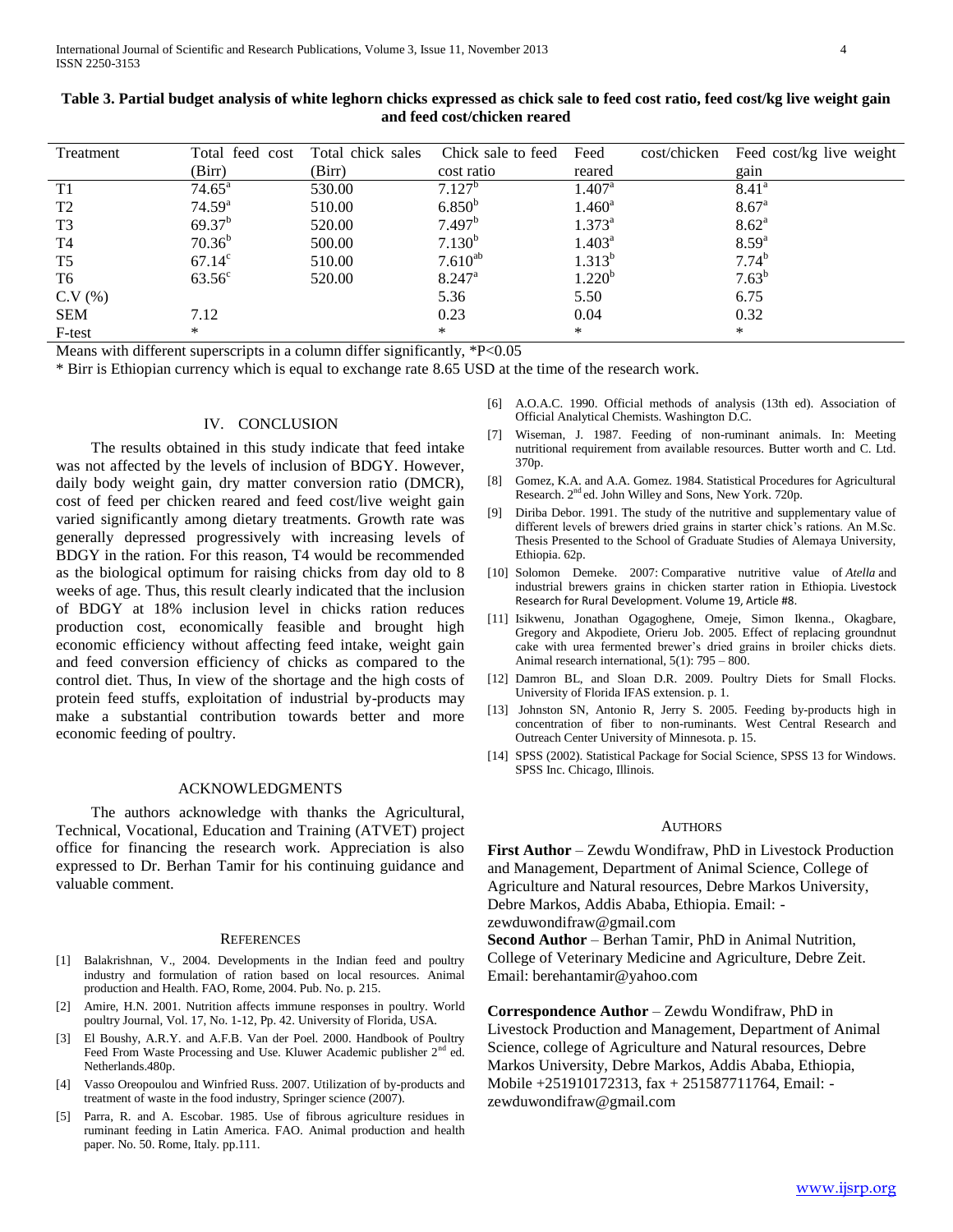**Table 3. Partial budget analysis of white leghorn chicks expressed as chick sale to feed cost ratio, feed cost/kg live weight gain and feed cost/chicken reared**

| Treatment | Total feed cost (Birr) | Total chick sales (Birr) | Chick sale to feed cost ratio | Feed cost/chicken reared | Feed cost/kg live weight gain |
|---|---|---|---|---|---|
| T1 | 74.65[a] | 530.00 | 7.127[b] | 1.407[a] | 8.41[a] |
| T2 | 74.59[a] | 510.00 | 6.850[b] | 1.460[a] | 8.67[a] |
| T3 | 69.37[b] | 520.00 | 7.497[b] | 1.373[a] | 8.62[a] |
| T4 | 70.36[b] | 500.00 | 7.130[b] | 1.403[a] | 8.59[a] |
| T5 | 67.14[c] | 510.00 | 7.610[ab] | 1.313[b] | 7.74[b] |
| T6 | 63.56[c] | 520.00 | 8.247[a] | 1.220[b] | 7.63[b] |
| C.V (%) | | | 5.36 | 5.50 | 6.75 |
| SEM | 7.12 | | 0.23 | 0.04 | 0.32 |
| F-test | * | | * | * | * |

Means with different superscripts in a column differ significantly, *P<0.05

* Birr is Ethiopian currency which is equal to exchange rate 8.65 USD at the time of the research work.

## IV. CONCLUSION

The results obtained in this study indicate that feed intake was not affected by the levels of inclusion of BDGY. However, daily body weight gain, dry matter conversion ratio (DMCR), cost of feed per chicken reared and feed cost/live weight gain varied significantly among dietary treatments. Growth rate was generally depressed progressively with increasing levels of BDGY in the ration. For this reason, T4 would be recommended as the biological optimum for raising chicks from day old to 8 weeks of age. Thus, this result clearly indicated that the inclusion of BDGY at 18% inclusion level in chicks ration reduces production cost, economically feasible and brought high economic efficiency without affecting feed intake, weight gain and feed conversion efficiency of chicks as compared to the control diet. Thus, In view of the shortage and the high costs of protein feed stuffs, exploitation of industrial by-products may make a substantial contribution towards better and more economic feeding of poultry.

## ACKNOWLEDGMENTS

The authors acknowledge with thanks the Agricultural, Technical, Vocational, Education and Training (ATVET) project office for financing the research work. Appreciation is also expressed to Dr. Berhan Tamir for his continuing guidance and valuable comment.

## REFERENCES

[1] Balakrishnan, V., 2004. Developments in the Indian feed and poultry industry and formulation of ration based on local resources. Animal production and Health. FAO, Rome, 2004. Pub. No. p. 215.

[2] Amire, H.N. 2001. Nutrition affects immune responses in poultry. World poultry Journal, Vol. 17, No. 1-12, Pp. 42. University of Florida, USA.

[3] El Boushy, A.R.Y. and A.F.B. Van der Poel. 2000. Handbook of Poultry Feed From Waste Processing and Use. Kluwer Academic publisher 2nd ed. Netherlands.480p.

[4] Vasso Oreopoulou and Winfried Russ. 2007. Utilization of by-products and treatment of waste in the food industry, Springer science (2007).

[5] Parra, R. and A. Escobar. 1985. Use of fibrous agriculture residues in ruminant feeding in Latin America. FAO. Animal production and health paper. No. 50. Rome, Italy. pp.111.

[6] A.O.A.C. 1990. Official methods of analysis (13th ed). Association of Official Analytical Chemists. Washington D.C.

[7] Wiseman, J. 1987. Feeding of non-ruminant animals. In: Meeting nutritional requirement from available resources. Butter worth and C. Ltd. 370p.

[8] Gomez, K.A. and A.A. Gomez. 1984. Statistical Procedures for Agricultural Research. 2nd ed. John Willey and Sons, New York. 720p.

[9] Diriba Debor. 1991. The study of the nutritive and supplementary value of different levels of brewers dried grains in starter chick's rations. An M.Sc. Thesis Presented to the School of Graduate Studies of Alemaya University, Ethiopia. 62p.

[10] Solomon Demeke. 2007: Comparative nutritive value of *Atella* and industrial brewers grains in chicken starter ration in Ethiopia. Livestock Research for Rural Development. Volume 19, Article #8.

[11] Isikwenu, Jonathan Ogagoghene, Omeje, Simon Ikenna., Okagbare, Gregory and Akpodiete, Orieru Job. 2005. Effect of replacing groundnut cake with urea fermented brewer's dried grains in broiler chicks diets. Animal research international, 5(1): 795 – 800.

[12] Damron BL, and Sloan D.R. 2009. Poultry Diets for Small Flocks. University of Florida IFAS extension. p. 1.

[13] Johnston SN, Antonio R, Jerry S. 2005. Feeding by-products high in concentration of fiber to non-ruminants. West Central Research and Outreach Center University of Minnesota. p. 15.

[14] SPSS (2002). Statistical Package for Social Science, SPSS 13 for Windows. SPSS Inc. Chicago, Illinois.

## AUTHORS

**First Author** – Zewdu Wondifraw, PhD in Livestock Production and Management, Department of Animal Science, College of Agriculture and Natural resources, Debre Markos University, Debre Markos, Addis Ababa, Ethiopia. Email: - zewduwondifraw@gmail.com

**Second Author** – Berhan Tamir, PhD in Animal Nutrition, College of Veterinary Medicine and Agriculture, Debre Zeit. Email: berehantamir@yahoo.com

**Correspondence Author** – Zewdu Wondifraw, PhD in Livestock Production and Management, Department of Animal Science, college of Agriculture and Natural resources, Debre Markos University, Debre Markos, Addis Ababa, Ethiopia, Mobile +251910172313, fax + 251587711764, Email: - zewduwondifraw@gmail.com